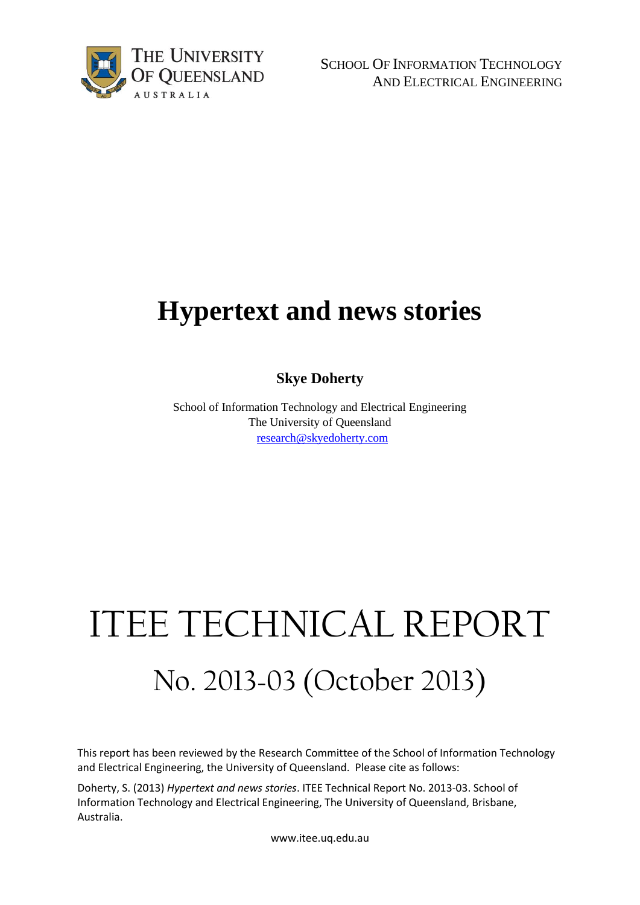THE UNIVERSITY OF QUEENSLAND
AUSTRALIA

SCHOOL OF INFORMATION TECHNOLOGY AND ELECTRICAL ENGINEERING

# Hypertext and news stories

**Skye Doherty**

School of Information Technology and Electrical Engineering
The University of Queensland
research@skyedoherty.com

# ITEE TECHNICAL REPORT

## No. 2013-03 (October 2013)

This report has been reviewed by the Research Committee of the School of Information Technology and Electrical Engineering, the University of Queensland. Please cite as follows:

Doherty, S. (2013) *Hypertext and news stories*. ITEE Technical Report No. 2013-03. School of Information Technology and Electrical Engineering, The University of Queensland, Brisbane, Australia.

www.itee.uq.edu.au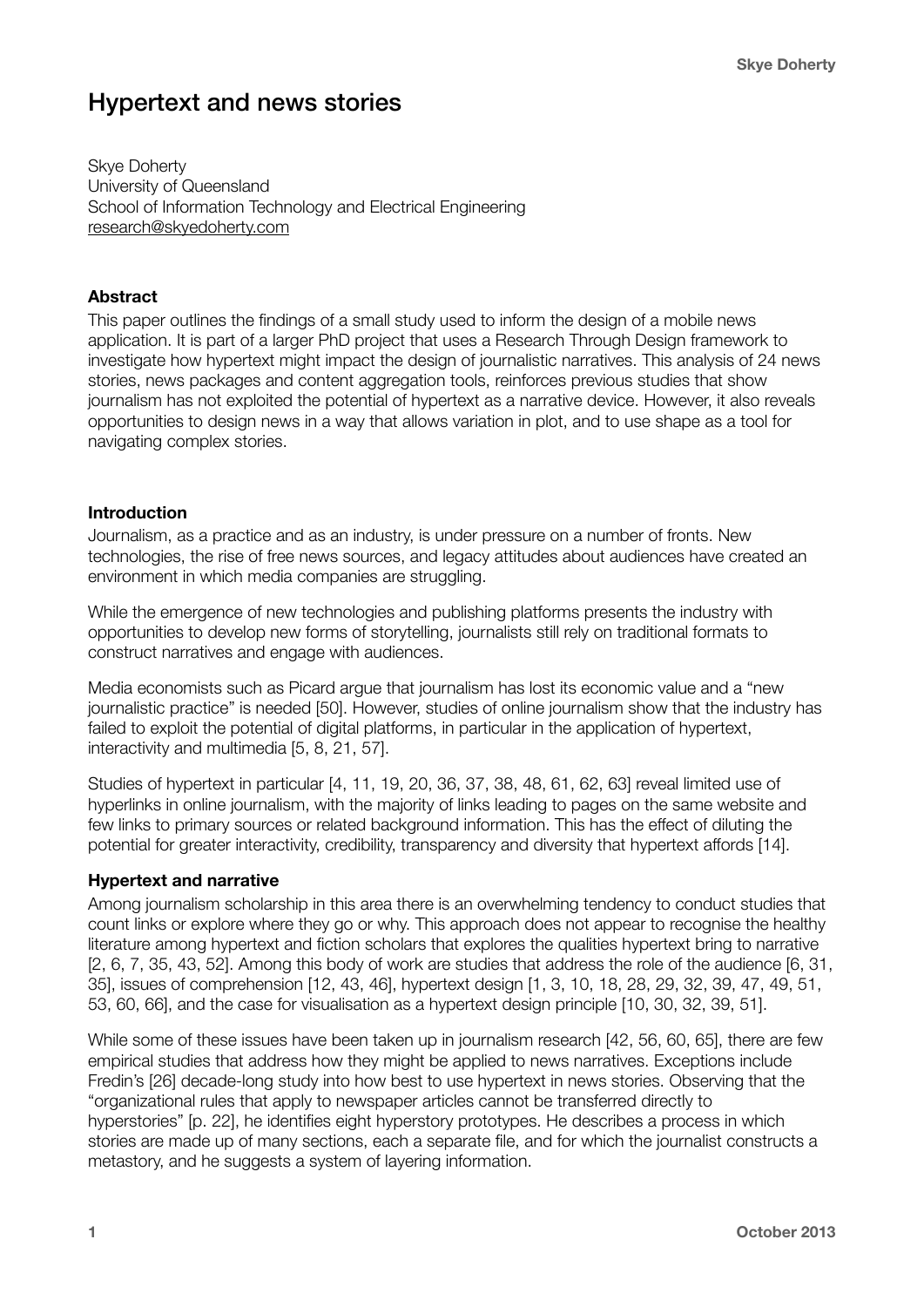# Hypertext and news stories

Skye Doherty
University of Queensland
School of Information Technology and Electrical Engineering
research@skyedoherty.com

### Abstract

This paper outlines the findings of a small study used to inform the design of a mobile news application. It is part of a larger PhD project that uses a Research Through Design framework to investigate how hypertext might impact the design of journalistic narratives. This analysis of 24 news stories, news packages and content aggregation tools, reinforces previous studies that show journalism has not exploited the potential of hypertext as a narrative device. However, it also reveals opportunities to design news in a way that allows variation in plot, and to use shape as a tool for navigating complex stories.

### Introduction

Journalism, as a practice and as an industry, is under pressure on a number of fronts. New technologies, the rise of free news sources, and legacy attitudes about audiences have created an environment in which media companies are struggling.

While the emergence of new technologies and publishing platforms presents the industry with opportunities to develop new forms of storytelling, journalists still rely on traditional formats to construct narratives and engage with audiences.

Media economists such as Picard argue that journalism has lost its economic value and a "new journalistic practice" is needed [50]. However, studies of online journalism show that the industry has failed to exploit the potential of digital platforms, in particular in the application of hypertext, interactivity and multimedia [5, 8, 21, 57].

Studies of hypertext in particular [4, 11, 19, 20, 36, 37, 38, 48, 61, 62, 63] reveal limited use of hyperlinks in online journalism, with the majority of links leading to pages on the same website and few links to primary sources or related background information. This has the effect of diluting the potential for greater interactivity, credibility, transparency and diversity that hypertext affords [14].

### Hypertext and narrative

Among journalism scholarship in this area there is an overwhelming tendency to conduct studies that count links or explore where they go or why. This approach does not appear to recognise the healthy literature among hypertext and fiction scholars that explores the qualities hypertext bring to narrative [2, 6, 7, 35, 43, 52]. Among this body of work are studies that address the role of the audience [6, 31, 35], issues of comprehension [12, 43, 46], hypertext design [1, 3, 10, 18, 28, 29, 32, 39, 47, 49, 51, 53, 60, 66], and the case for visualisation as a hypertext design principle [10, 30, 32, 39, 51].

While some of these issues have been taken up in journalism research [42, 56, 60, 65], there are few empirical studies that address how they might best be applied to news narratives. Exceptions include Fredin's [26] decade-long study into how best to use hypertext in news stories. Observing that the "organizational rules that apply to newspaper articles cannot be transferred directly to hyperstories" [p. 22], he identifies eight hyperstory prototypes. He describes a process in which stories are made up of many sections, each a separate file, and for which the journalist constructs a metastory, and he suggests a system of layering information.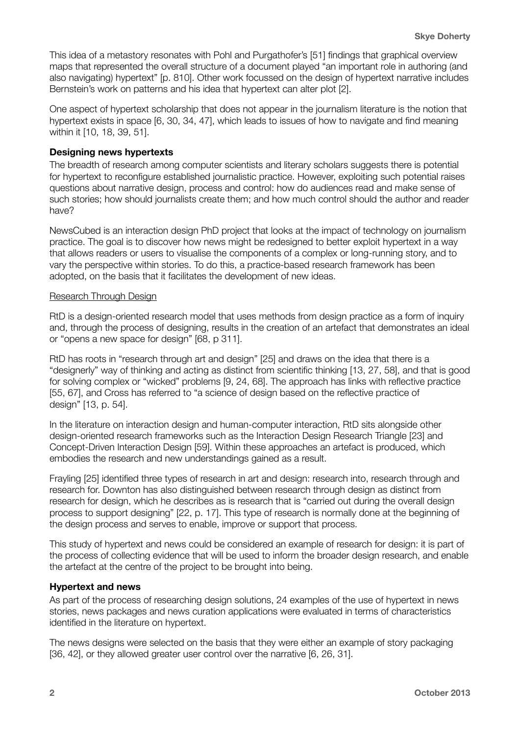This idea of a metastory resonates with Pohl and Purgathofer's [51] findings that graphical overview maps that represented the overall structure of a document played "an important role in authoring (and also navigating) hypertext" [p. 810]. Other work focussed on the design of hypertext narrative includes Bernstein's work on patterns and his idea that hypertext can alter plot [2].

One aspect of hypertext scholarship that does not appear in the journalism literature is the notion that hypertext exists in space [6, 30, 34, 47], which leads to issues of how to navigate and find meaning within it [10, 18, 39, 51].

### Designing news hypertexts

The breadth of research among computer scientists and literary scholars suggests there is potential for hypertext to reconfigure established journalistic practice. However, exploiting such potential raises questions about narrative design, process and control: how do audiences read and make sense of such stories; how should journalists create them; and how much control should the author and reader have?

NewsCubed is an interaction design PhD project that looks at the impact of technology on journalism practice. The goal is to discover how news might be redesigned to better exploit hypertext in a way that allows readers or users to visualise the components of a complex or long-running story, and to vary the perspective within stories. To do this, a practice-based research framework has been adopted, on the basis that it facilitates the development of new ideas.

#### Research Through Design

RtD is a design-oriented research model that uses methods from design practice as a form of inquiry and, through the process of designing, results in the creation of an artefact that demonstrates an ideal or "opens a new space for design" [68, p 311].

RtD has roots in "research through art and design" [25] and draws on the idea that there is a "designerly" way of thinking and acting as distinct from scientific thinking [13, 27, 58], and that is good for solving complex or "wicked" problems [9, 24, 68]. The approach has links with reflective practice [55, 67], and Cross has referred to "a science of design based on the reflective practice of design" [13, p. 54].

In the literature on interaction design and human-computer interaction, RtD sits alongside other design-oriented research frameworks such as the Interaction Design Research Triangle [23] and Concept-Driven Interaction Design [59]. Within these approaches an artefact is produced, which embodies the research and new understandings gained as a result.

Frayling [25] identified three types of research in art and design: research into, research through and research for. Downton has also distinguished between research through design as distinct from research for design, which he describes as is research that is "carried out during the overall design process to support designing" [22, p. 17]. This type of research is normally done at the beginning of the design process and serves to enable, improve or support that process.

This study of hypertext and news could be considered an example of research for design: it is part of the process of collecting evidence that will be used to inform the broader design research, and enable the artefact at the centre of the project to be brought into being.

### Hypertext and news

As part of the process of researching design solutions, 24 examples of the use of hypertext in news stories, news packages and news curation applications were evaluated in terms of characteristics identified in the literature on hypertext.

The news designs were selected on the basis that they were either an example of story packaging [36, 42], or they allowed greater user control over the narrative [6, 26, 31].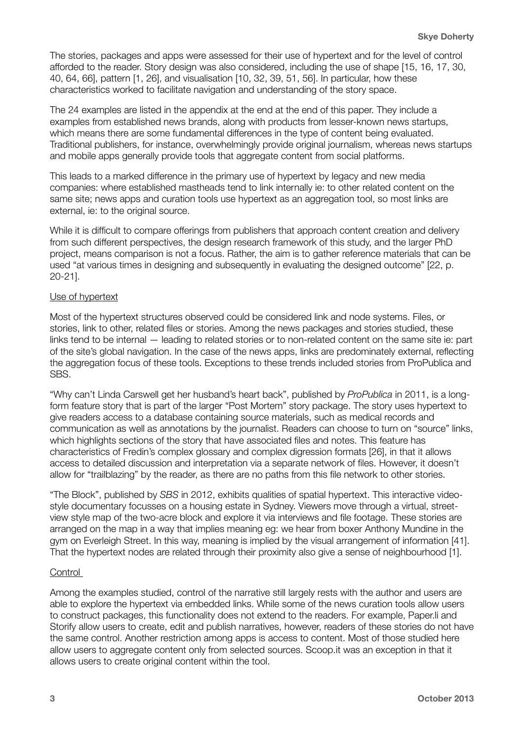The stories, packages and apps were assessed for their use of hypertext and for the level of control afforded to the reader. Story design was also considered, including the use of shape [15, 16, 17, 30, 40, 64, 66], pattern [1, 26], and visualisation [10, 32, 39, 51, 56]. In particular, how these characteristics worked to facilitate navigation and understanding of the story space.

The 24 examples are listed in the appendix at the end at the end of this paper. They include a examples from established news brands, along with products from lesser-known news startups, which means there are some fundamental differences in the type of content being evaluated. Traditional publishers, for instance, overwhelmingly provide original journalism, whereas news startups and mobile apps generally provide tools that aggregate content from social platforms.

This leads to a marked difference in the primary use of hypertext by legacy and new media companies: where established mastheads tend to link internally ie: to other related content on the same site; news apps and curation tools use hypertext as an aggregation tool, so most links are external, ie: to the original source.

While it is difficult to compare offerings from publishers that approach content creation and delivery from such different perspectives, the design research framework of this study, and the larger PhD project, means comparison is not a focus. Rather, the aim is to gather reference materials that can be used "at various times in designing and subsequently in evaluating the designed outcome" [22, p. 20-21].

<u>Use of hypertext</u>

Most of the hypertext structures observed could be considered link and node systems. Files, or stories, link to other, related files or stories. Among the news packages and stories studied, these links tend to be internal — leading to related stories or to non-related content on the same site ie: part of the site's global navigation. In the case of the news apps, links are predominately external, reflecting the aggregation focus of these tools. Exceptions to these trends included stories from ProPublica and SBS.

"Why can't Linda Carswell get her husband's heart back", published by *ProPublica* in 2011, is a long-form feature story that is part of the larger "Post Mortem" story package. The story uses hypertext to give readers access to a database containing source materials, such as medical records and communication as well as annotations by the journalist. Readers can choose to turn on "source" links, which highlights sections of the story that have associated files and notes. This feature has characteristics of Fredin's complex glossary and complex digression formats [26], in that it allows access to detailed discussion and interpretation via a separate network of files. However, it doesn't allow for "trailblazing" by the reader, as there are no paths from this file network to other stories.

"The Block", published by *SBS* in 2012, exhibits qualities of spatial hypertext. This interactive video-style documentary focusses on a housing estate in Sydney. Viewers move through a virtual, street-view style map of the two-acre block and explore it via interviews and file footage. These stories are arranged on the map in a way that implies meaning eg: we hear from boxer Anthony Mundine in the gym on Everleigh Street. In this way, meaning is implied by the visual arrangement of information [41]. That the hypertext nodes are related through their proximity also give a sense of neighbourhood [1].

<u>Control</u>

Among the examples studied, control of the narrative still largely rests with the author and users are able to explore the hypertext via embedded links. While some of the news curation tools allow users to construct packages, this functionality does not extend to the readers. For example, Paper.li and Storify allow users to create, edit and publish narratives, however, readers of these stories do not have the same control. Another restriction among apps is access to content. Most of those studied here allow users to aggregate content only from selected sources. Scoop.it was an exception in that it allows users to create original content within the tool.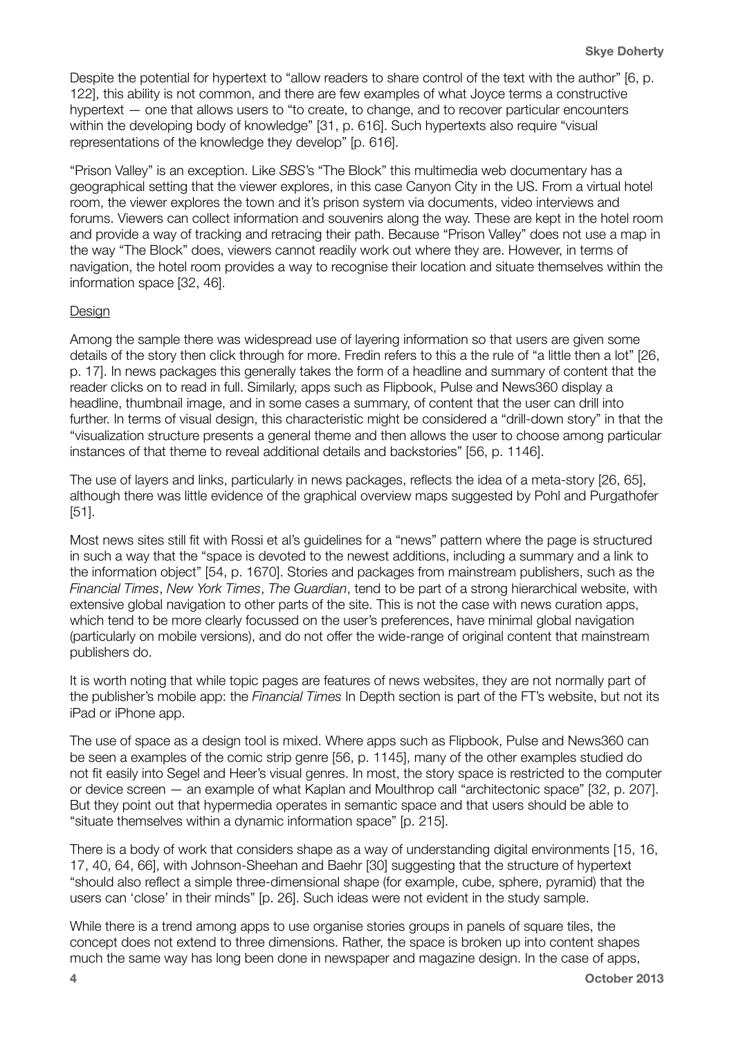Despite the potential for hypertext to "allow readers to share control of the text with the author" [6, p. 122], this ability is not common, and there are few examples of what Joyce terms a constructive hypertext — one that allows users to "to create, to change, and to recover particular encounters within the developing body of knowledge" [31, p. 616]. Such hypertexts also require "visual representations of the knowledge they develop" [p. 616].

"Prison Valley" is an exception. Like *SBS*'s "The Block" this multimedia web documentary has a geographical setting that the viewer explores, in this case Canyon City in the US. From a virtual hotel room, the viewer explores the town and it's prison system via documents, video interviews and forums. Viewers can collect information and souvenirs along the way. These are kept in the hotel room and provide a way of tracking and retracing their path. Because "Prison Valley" does not use a map in the way "The Block" does, viewers cannot readily work out where they are. However, in terms of navigation, the hotel room provides a way to recognise their location and situate themselves within the information space [32, 46].

<u>Design</u>

Among the sample there was widespread use of layering information so that users are given some details of the story then click through for more. Fredin refers to this a the rule of "a little then a lot" [26, p. 17]. In news packages this generally takes the form of a headline and summary of content that the reader clicks on to read in full. Similarly, apps such as Flipbook, Pulse and News360 display a headline, thumbnail image, and in some cases a summary, of content that the user can drill into further. In terms of visual design, this characteristic might be considered a "drill-down story" in that the "visualization structure presents a general theme and then allows the user to choose among particular instances of that theme to reveal additional details and backstories" [56, p. 1146].

The use of layers and links, particularly in news packages, reflects the idea of a meta-story [26, 65], although there was little evidence of the graphical overview maps suggested by Pohl and Purgathofer [51].

Most news sites still fit with Rossi et al's guidelines for a "news" pattern where the page is structured in such a way that the "space is devoted to the newest additions, including a summary and a link to the information object" [54, p. 1670]. Stories and packages from mainstream publishers, such as the *Financial Times*, *New York Times*, *The Guardian*, tend to be part of a strong hierarchical website, with extensive global navigation to other parts of the site. This is not the case with news curation apps, which tend to be more clearly focussed on the user's preferences, have minimal global navigation (particularly on mobile versions), and do not offer the wide-range of original content that mainstream publishers do.

It is worth noting that while topic pages are features of news websites, they are not normally part of the publisher's mobile app: the *Financial Times* In Depth section is part of the FT's website, but not its iPad or iPhone app.

The use of space as a design tool is mixed. Where apps such as Flipbook, Pulse and News360 can be seen a examples of the comic strip genre [56, p. 1145], many of the other examples studied do not fit easily into Segel and Heer's visual genres. In most, the story space is restricted to the computer or device screen — an example of what Kaplan and Moulthrop call "architectonic space" [32, p. 207]. But they point out that hypermedia operates in semantic space and that users should be able to "situate themselves within a dynamic information space" [p. 215].

There is a body of work that considers shape as a way of understanding digital environments [15, 16, 17, 40, 64, 66], with Johnson-Sheehan and Baehr [30] suggesting that the structure of hypertext "should also reflect a simple three-dimensional shape (for example, cube, sphere, pyramid) that the users can 'close' in their minds" [p. 26]. Such ideas were not evident in the study sample.

While there is a trend among apps to use organise stories groups in panels of square tiles, the concept does not extend to three dimensions. Rather, the space is broken up into content shapes much the same way has long been done in newspaper and magazine design. In the case of apps,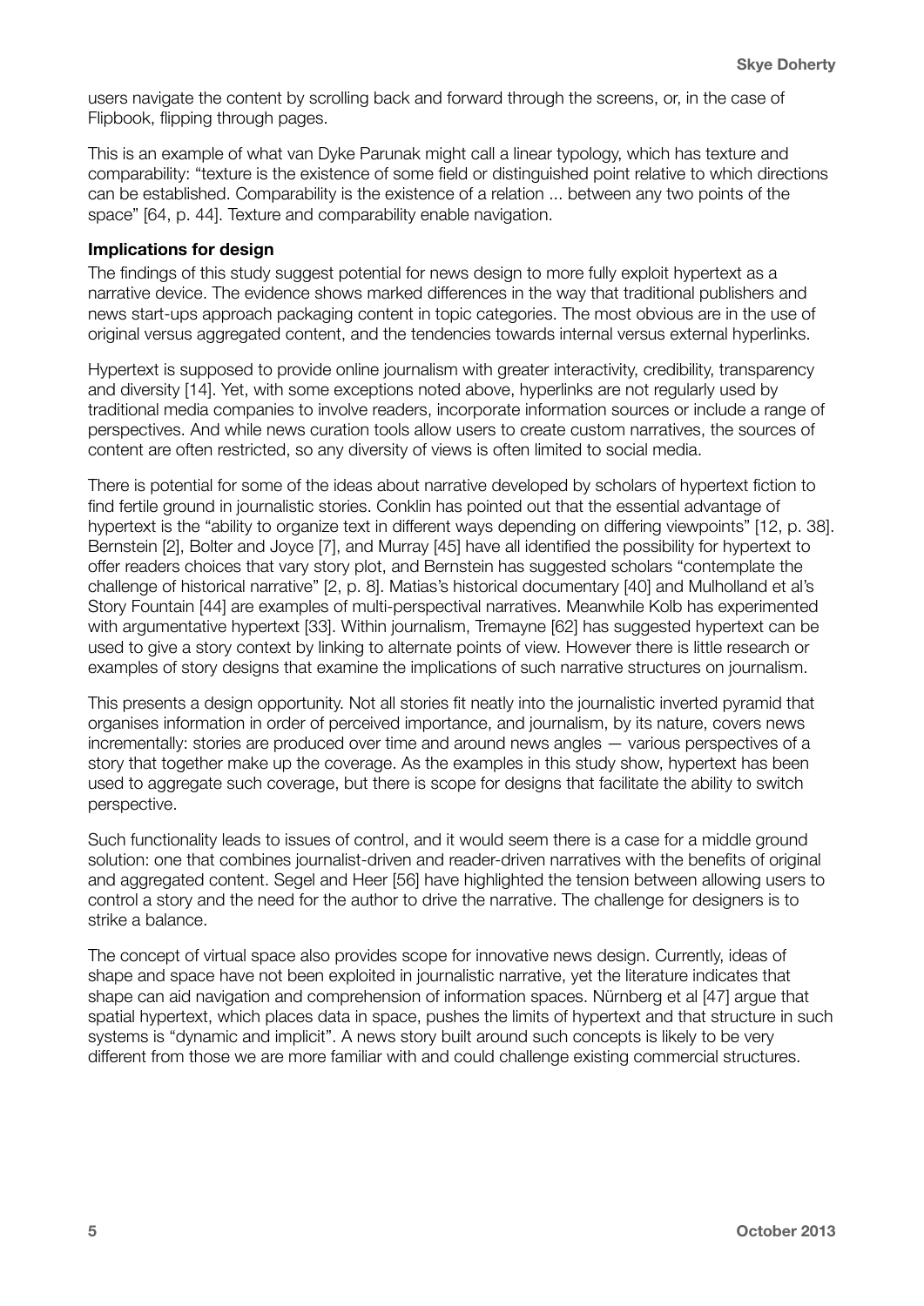users navigate the content by scrolling back and forward through the screens, or, in the case of Flipbook, flipping through pages.

This is an example of what van Dyke Parunak might call a linear typology, which has texture and comparability: "texture is the existence of some field or distinguished point relative to which directions can be established. Comparability is the existence of a relation ... between any two points of the space" [64, p. 44]. Texture and comparability enable navigation.

### Implications for design

The findings of this study suggest potential for news design to more fully exploit hypertext as a narrative device. The evidence shows marked differences in the way that traditional publishers and news start-ups approach packaging content in topic categories. The most obvious are in the use of original versus aggregated content, and the tendencies towards internal versus external hyperlinks.

Hypertext is supposed to provide online journalism with greater interactivity, credibility, transparency and diversity [14]. Yet, with some exceptions noted above, hyperlinks are not regularly used by traditional media companies to involve readers, incorporate information sources or include a range of perspectives. And while news curation tools allow users to create custom narratives, the sources of content are often restricted, so any diversity of views is often limited to social media.

There is potential for some of the ideas about narrative developed by scholars of hypertext fiction to find fertile ground in journalistic stories. Conklin has pointed out that the essential advantage of hypertext is the "ability to organize text in different ways depending on differing viewpoints" [12, p. 38]. Bernstein [2], Bolter and Joyce [7], and Murray [45] have all identified the possibility for hypertext to offer readers choices that vary story plot, and Bernstein has suggested scholars "contemplate the challenge of historical narrative" [2, p. 8]. Matias's historical documentary [40] and Mulholland et al's Story Fountain [44] are examples of multi-perspectival narratives. Meanwhile Kolb has experimented with argumentative hypertext [33]. Within journalism, Tremayne [62] has suggested hypertext can be used to give a story context by linking to alternate points of view. However there is little research or examples of story designs that examine the implications of such narrative structures on journalism.

This presents a design opportunity. Not all stories fit neatly into the journalistic inverted pyramid that organises information in order of perceived importance, and journalism, by its nature, covers news incrementally: stories are produced over time and around news angles — various perspectives of a story that together make up the coverage. As the examples in this study show, hypertext has been used to aggregate such coverage, but there is scope for designs that facilitate the ability to switch perspective.

Such functionality leads to issues of control, and it would seem there is a case for a middle ground solution: one that combines journalist-driven and reader-driven narratives with the benefits of original and aggregated content. Segel and Heer [56] have highlighted the tension between allowing users to control a story and the need for the author to drive the narrative. The challenge for designers is to strike a balance.

The concept of virtual space also provides scope for innovative news design. Currently, ideas of shape and space have not been exploited in journalistic narrative, yet the literature indicates that shape can aid navigation and comprehension of information spaces. Nürnberg et al [47] argue that spatial hypertext, which places data in space, pushes the limits of hypertext and that structure in such systems is "dynamic and implicit". A news story built around such concepts is likely to be very different from those we are more familiar with and could challenge existing commercial structures.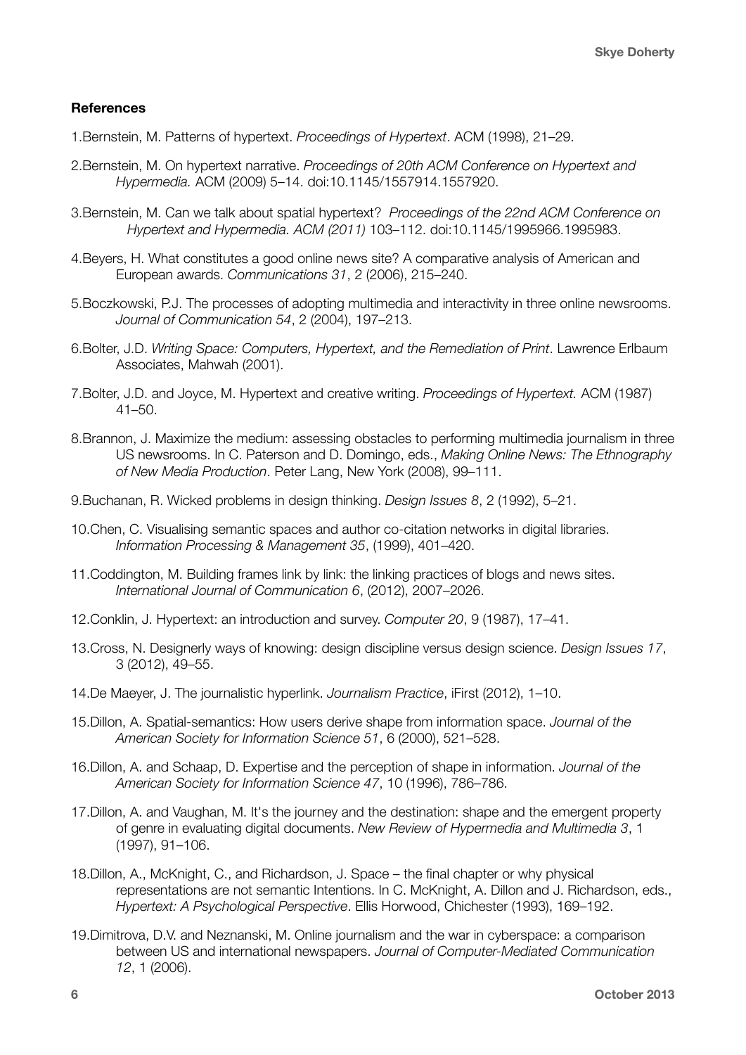**References**

1.Bernstein, M. Patterns of hypertext. *Proceedings of Hypertext*. ACM (1998), 21–29.

2.Bernstein, M. On hypertext narrative. *Proceedings of 20th ACM Conference on Hypertext and Hypermedia.* ACM (2009) 5–14. doi:10.1145/1557914.1557920.

3.Bernstein, M. Can we talk about spatial hypertext? *Proceedings of the 22nd ACM Conference on Hypertext and Hypermedia. ACM (2011)* 103–112. doi:10.1145/1995966.1995983.

4.Beyers, H. What constitutes a good online news site? A comparative analysis of American and European awards. *Communications 31*, 2 (2006), 215–240.

5.Boczkowski, P.J. The processes of adopting multimedia and interactivity in three online newsrooms. *Journal of Communication 54*, 2 (2004), 197–213.

6.Bolter, J.D. *Writing Space: Computers, Hypertext, and the Remediation of Print*. Lawrence Erlbaum Associates, Mahwah (2001).

7.Bolter, J.D. and Joyce, M. Hypertext and creative writing. *Proceedings of Hypertext.* ACM (1987) 41–50.

8.Brannon, J. Maximize the medium: assessing obstacles to performing multimedia journalism in three US newsrooms. In C. Paterson and D. Domingo, eds., *Making Online News: The Ethnography of New Media Production*. Peter Lang, New York (2008), 99–111.

9.Buchanan, R. Wicked problems in design thinking. *Design Issues 8*, 2 (1992), 5–21.

10.Chen, C. Visualising semantic spaces and author co-citation networks in digital libraries. *Information Processing & Management 35*, (1999), 401–420.

11.Coddington, M. Building frames link by link: the linking practices of blogs and news sites. *International Journal of Communication 6*, (2012), 2007–2026.

12.Conklin, J. Hypertext: an introduction and survey. *Computer 20*, 9 (1987), 17–41.

13.Cross, N. Designerly ways of knowing: design discipline versus design science. *Design Issues 17*, 3 (2012), 49–55.

14.De Maeyer, J. The journalistic hyperlink. *Journalism Practice*, iFirst (2012), 1–10.

15.Dillon, A. Spatial-semantics: How users derive shape from information space. *Journal of the American Society for Information Science 51*, 6 (2000), 521–528.

16.Dillon, A. and Schaap, D. Expertise and the perception of shape in information. *Journal of the American Society for Information Science 47*, 10 (1996), 786–786.

17.Dillon, A. and Vaughan, M. It's the journey and the destination: shape and the emergent property of genre in evaluating digital documents. *New Review of Hypermedia and Multimedia 3*, 1 (1997), 91–106.

18.Dillon, A., McKnight, C., and Richardson, J. Space – the final chapter or why physical representations are not semantic Intentions. In C. McKnight, A. Dillon and J. Richardson, eds., *Hypertext: A Psychological Perspective*. Ellis Horwood, Chichester (1993), 169–192.

19.Dimitrova, D.V. and Neznanski, M. Online journalism and the war in cyberspace: a comparison between US and international newspapers. *Journal of Computer-Mediated Communication 12*, 1 (2006).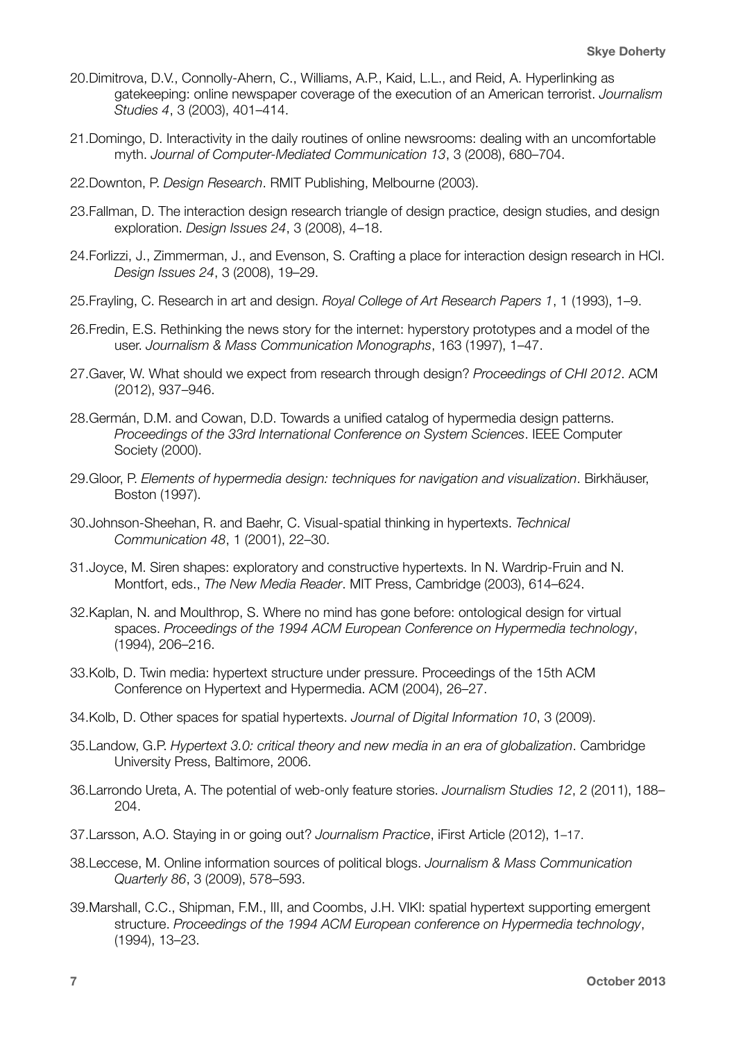20. Dimitrova, D.V., Connolly-Ahern, C., Williams, A.P., Kaid, L.L., and Reid, A. Hyperlinking as gatekeeping: online newspaper coverage of the execution of an American terrorist. *Journalism Studies 4*, 3 (2003), 401–414.

21. Domingo, D. Interactivity in the daily routines of online newsrooms: dealing with an uncomfortable myth. *Journal of Computer-Mediated Communication 13*, 3 (2008), 680–704.

22. Downton, P. *Design Research*. RMIT Publishing, Melbourne (2003).

23. Fallman, D. The interaction design research triangle of design practice, design studies, and design exploration. *Design Issues 24*, 3 (2008), 4–18.

24. Forlizzi, J., Zimmerman, J., and Evenson, S. Crafting a place for interaction design research in HCI. *Design Issues 24*, 3 (2008), 19–29.

25. Frayling, C. Research in art and design. *Royal College of Art Research Papers 1*, 1 (1993), 1–9.

26. Fredin, E.S. Rethinking the news story for the internet: hyperstory prototypes and a model of the user. *Journalism & Mass Communication Monographs*, 163 (1997), 1–47.

27. Gaver, W. What should we expect from research through design? *Proceedings of CHI 2012*. ACM (2012), 937–946.

28. Germán, D.M. and Cowan, D.D. Towards a unified catalog of hypermedia design patterns. *Proceedings of the 33rd International Conference on System Sciences*. IEEE Computer Society (2000).

29. Gloor, P. *Elements of hypermedia design: techniques for navigation and visualization*. Birkhäuser, Boston (1997).

30. Johnson-Sheehan, R. and Baehr, C. Visual-spatial thinking in hypertexts. *Technical Communication 48*, 1 (2001), 22–30.

31. Joyce, M. Siren shapes: exploratory and constructive hypertexts. In N. Wardrip-Fruin and N. Montfort, eds., *The New Media Reader*. MIT Press, Cambridge (2003), 614–624.

32. Kaplan, N. and Moulthrop, S. Where no mind has gone before: ontological design for virtual spaces. *Proceedings of the 1994 ACM European Conference on Hypermedia technology*, (1994), 206–216.

33. Kolb, D. Twin media: hypertext structure under pressure. Proceedings of the 15th ACM Conference on Hypertext and Hypermedia. ACM (2004), 26–27.

34. Kolb, D. Other spaces for spatial hypertexts. *Journal of Digital Information 10*, 3 (2009).

35. Landow, G.P. *Hypertext 3.0: critical theory and new media in an era of globalization*. Cambridge University Press, Baltimore, 2006.

36. Larrondo Ureta, A. The potential of web-only feature stories. *Journalism Studies 12*, 2 (2011), 188–204.

37. Larsson, A.O. Staying in or going out? *Journalism Practice*, iFirst Article (2012), 1–17.

38. Leccese, M. Online information sources of political blogs. *Journalism & Mass Communication Quarterly 86*, 3 (2009), 578–593.

39. Marshall, C.C., Shipman, F.M., III, and Coombs, J.H. VIKI: spatial hypertext supporting emergent structure. *Proceedings of the 1994 ACM European conference on Hypermedia technology*, (1994), 13–23.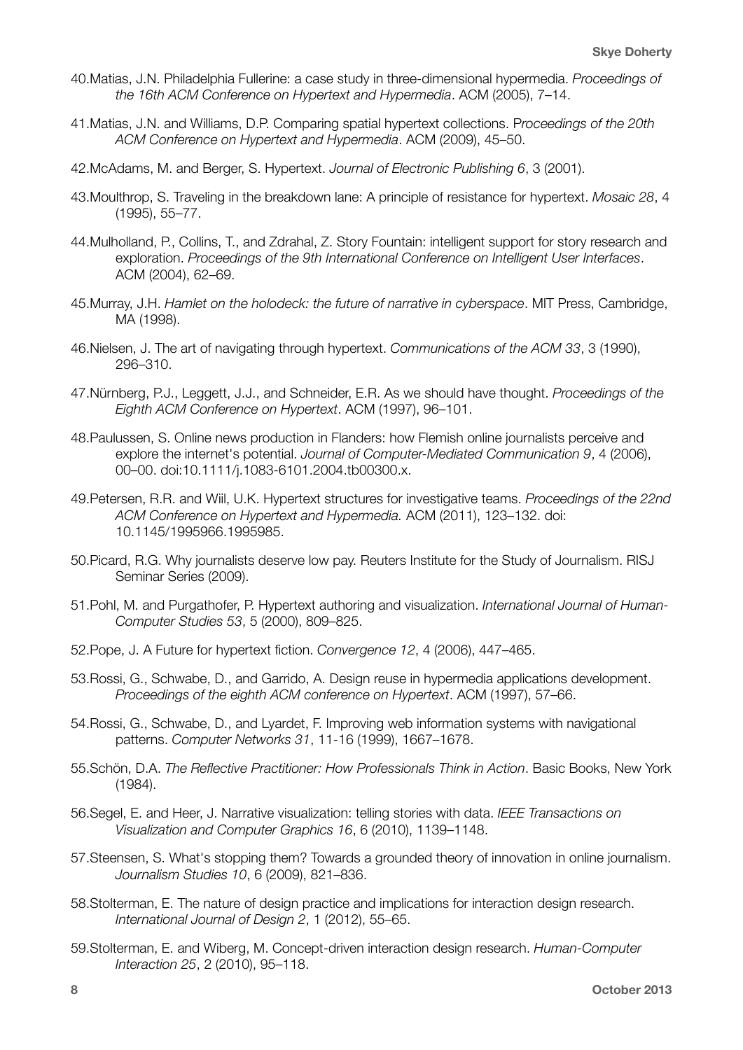40. Matias, J.N. Philadelphia Fullerine: a case study in three-dimensional hypermedia. *Proceedings of the 16th ACM Conference on Hypertext and Hypermedia*. ACM (2005), 7–14.

41. Matias, J.N. and Williams, D.P. Comparing spatial hypertext collections. P*roceedings of the 20th ACM Conference on Hypertext and Hypermedia*. ACM (2009), 45–50.

42. McAdams, M. and Berger, S. Hypertext. *Journal of Electronic Publishing 6*, 3 (2001).

43. Moulthrop, S. Traveling in the breakdown lane: A principle of resistance for hypertext. *Mosaic 28*, 4 (1995), 55–77.

44. Mulholland, P., Collins, T., and Zdrahal, Z. Story Fountain: intelligent support for story research and exploration. *Proceedings of the 9th International Conference on Intelligent User Interfaces*. ACM (2004), 62–69.

45. Murray, J.H. *Hamlet on the holodeck: the future of narrative in cyberspace*. MIT Press, Cambridge, MA (1998).

46. Nielsen, J. The art of navigating through hypertext. *Communications of the ACM 33*, 3 (1990), 296–310.

47. Nürnberg, P.J., Leggett, J.J., and Schneider, E.R. As we should have thought. *Proceedings of the Eighth ACM Conference on Hypertext*. ACM (1997), 96–101.

48. Paulussen, S. Online news production in Flanders: how Flemish online journalists perceive and explore the internet's potential. *Journal of Computer-Mediated Communication 9*, 4 (2006), 00–00. doi:10.1111/j.1083-6101.2004.tb00300.x.

49. Petersen, R.R. and Wiil, U.K. Hypertext structures for investigative teams. *Proceedings of the 22nd ACM Conference on Hypertext and Hypermedia.* ACM (2011), 123–132. doi: 10.1145/1995966.1995985.

50. Picard, R.G. Why journalists deserve low pay. Reuters Institute for the Study of Journalism. RISJ Seminar Series (2009).

51. Pohl, M. and Purgathofer, P. Hypertext authoring and visualization. *International Journal of Human-Computer Studies 53*, 5 (2000), 809–825.

52. Pope, J. A Future for hypertext fiction. *Convergence 12*, 4 (2006), 447–465.

53. Rossi, G., Schwabe, D., and Garrido, A. Design reuse in hypermedia applications development. *Proceedings of the eighth ACM conference on Hypertext*. ACM (1997), 57–66.

54. Rossi, G., Schwabe, D., and Lyardet, F. Improving web information systems with navigational patterns. *Computer Networks 31*, 11-16 (1999), 1667–1678.

55. Schön, D.A. *The Reflective Practitioner: How Professionals Think in Action*. Basic Books, New York (1984).

56. Segel, E. and Heer, J. Narrative visualization: telling stories with data. *IEEE Transactions on Visualization and Computer Graphics 16*, 6 (2010), 1139–1148.

57. Steensen, S. What's stopping them? Towards a grounded theory of innovation in online journalism. *Journalism Studies 10*, 6 (2009), 821–836.

58. Stolterman, E. The nature of design practice and implications for interaction design research. *International Journal of Design 2*, 1 (2012), 55–65.

59. Stolterman, E. and Wiberg, M. Concept-driven interaction design research. *Human-Computer Interaction 25*, 2 (2010), 95–118.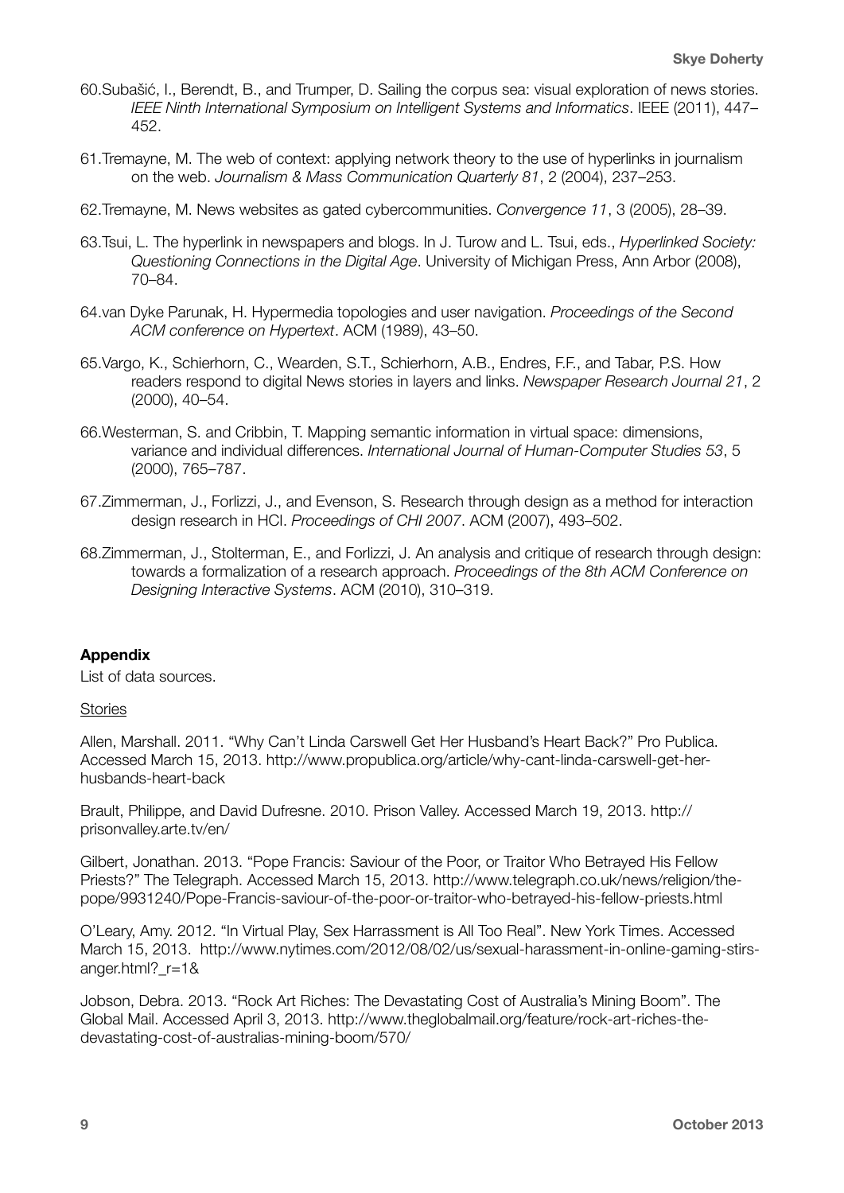60. Subašić, I., Berendt, B., and Trumper, D. Sailing the corpus sea: visual exploration of news stories. *IEEE Ninth International Symposium on Intelligent Systems and Informatics*. IEEE (2011), 447–452.

61. Tremayne, M. The web of context: applying network theory to the use of hyperlinks in journalism on the web. *Journalism & Mass Communication Quarterly 81*, 2 (2004), 237–253.

62. Tremayne, M. News websites as gated cybercommunities. *Convergence 11*, 3 (2005), 28–39.

63. Tsui, L. The hyperlink in newspapers and blogs. In J. Turow and L. Tsui, eds., *Hyperlinked Society: Questioning Connections in the Digital Age*. University of Michigan Press, Ann Arbor (2008), 70–84.

64. van Dyke Parunak, H. Hypermedia topologies and user navigation. *Proceedings of the Second ACM conference on Hypertext*. ACM (1989), 43–50.

65. Vargo, K., Schierhorn, C., Wearden, S.T., Schierhorn, A.B., Endres, F.F., and Tabar, P.S. How readers respond to digital News stories in layers and links. *Newspaper Research Journal 21*, 2 (2000), 40–54.

66. Westerman, S. and Cribbin, T. Mapping semantic information in virtual space: dimensions, variance and individual differences. *International Journal of Human-Computer Studies 53*, 5 (2000), 765–787.

67. Zimmerman, J., Forlizzi, J., and Evenson, S. Research through design as a method for interaction design research in HCI. *Proceedings of CHI 2007*. ACM (2007), 493–502.

68. Zimmerman, J., Stolterman, E., and Forlizzi, J. An analysis and critique of research through design: towards a formalization of a research approach. *Proceedings of the 8th ACM Conference on Designing Interactive Systems*. ACM (2010), 310–319.

## Appendix

List of data sources.

Stories

Allen, Marshall. 2011. "Why Can't Linda Carswell Get Her Husband's Heart Back?" Pro Publica. Accessed March 15, 2013. http://www.propublica.org/article/why-cant-linda-carswell-get-her-husbands-heart-back

Brault, Philippe, and David Dufresne. 2010. Prison Valley. Accessed March 19, 2013. http://prisonvalley.arte.tv/en/

Gilbert, Jonathan. 2013. "Pope Francis: Saviour of the Poor, or Traitor Who Betrayed His Fellow Priests?" The Telegraph. Accessed March 15, 2013. http://www.telegraph.co.uk/news/religion/the-pope/9931240/Pope-Francis-saviour-of-the-poor-or-traitor-who-betrayed-his-fellow-priests.html

O'Leary, Amy. 2012. "In Virtual Play, Sex Harrassment is All Too Real". New York Times. Accessed March 15, 2013. http://www.nytimes.com/2012/08/02/us/sexual-harassment-in-online-gaming-stirs-anger.html?_r=1&

Jobson, Debra. 2013. "Rock Art Riches: The Devastating Cost of Australia's Mining Boom". The Global Mail. Accessed April 3, 2013. http://www.theglobalmail.org/feature/rock-art-riches-the-devastating-cost-of-australias-mining-boom/570/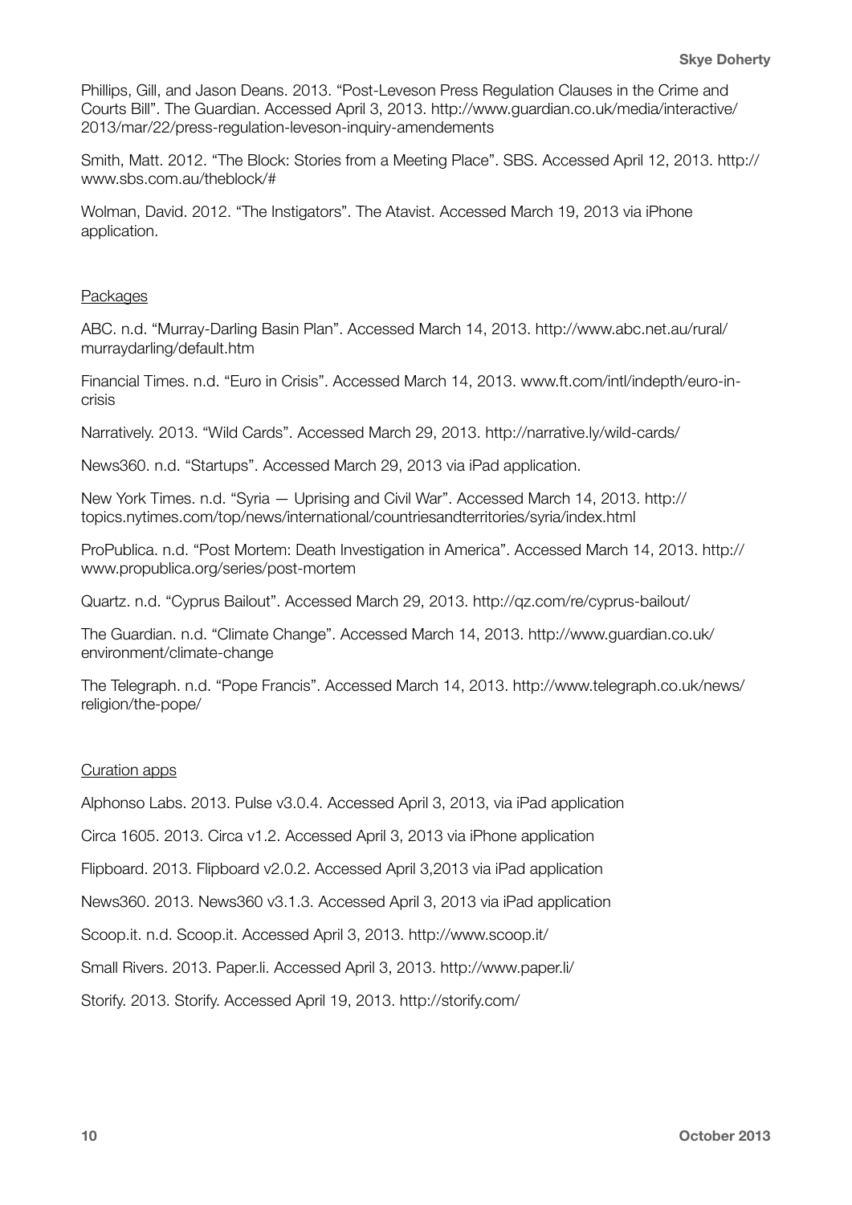Phillips, Gill, and Jason Deans. 2013. "Post-Leveson Press Regulation Clauses in the Crime and Courts Bill". The Guardian. Accessed April 3, 2013. http://www.guardian.co.uk/media/interactive/2013/mar/22/press-regulation-leveson-inquiry-amendements

Smith, Matt. 2012. "The Block: Stories from a Meeting Place". SBS. Accessed April 12, 2013. http://www.sbs.com.au/theblock/#

Wolman, David. 2012. "The Instigators". The Atavist. Accessed March 19, 2013 via iPhone application.

Packages

ABC. n.d. "Murray-Darling Basin Plan". Accessed March 14, 2013. http://www.abc.net.au/rural/murraydarling/default.htm

Financial Times. n.d. "Euro in Crisis". Accessed March 14, 2013. www.ft.com/intl/indepth/euro-in-crisis

Narratively. 2013. "Wild Cards". Accessed March 29, 2013. http://narrative.ly/wild-cards/

News360. n.d. "Startups". Accessed March 29, 2013 via iPad application.

New York Times. n.d. "Syria — Uprising and Civil War". Accessed March 14, 2013. http://topics.nytimes.com/top/news/international/countriesandterritories/syria/index.html

ProPublica. n.d. "Post Mortem: Death Investigation in America". Accessed March 14, 2013. http://www.propublica.org/series/post-mortem

Quartz. n.d. "Cyprus Bailout". Accessed March 29, 2013. http://qz.com/re/cyprus-bailout/

The Guardian. n.d. "Climate Change". Accessed March 14, 2013. http://www.guardian.co.uk/environment/climate-change

The Telegraph. n.d. "Pope Francis". Accessed March 14, 2013. http://www.telegraph.co.uk/news/religion/the-pope/

Curation apps

Alphonso Labs. 2013. Pulse v3.0.4. Accessed April 3, 2013, via iPad application

Circa 1605. 2013. Circa v1.2. Accessed April 3, 2013 via iPhone application

Flipboard. 2013. Flipboard v2.0.2. Accessed April 3,2013 via iPad application

News360. 2013. News360 v3.1.3. Accessed April 3, 2013 via iPad application

Scoop.it. n.d. Scoop.it. Accessed April 3, 2013. http://www.scoop.it/

Small Rivers. 2013. Paper.li. Accessed April 3, 2013. http://www.paper.li/

Storify. 2013. Storify. Accessed April 19, 2013. http://storify.com/